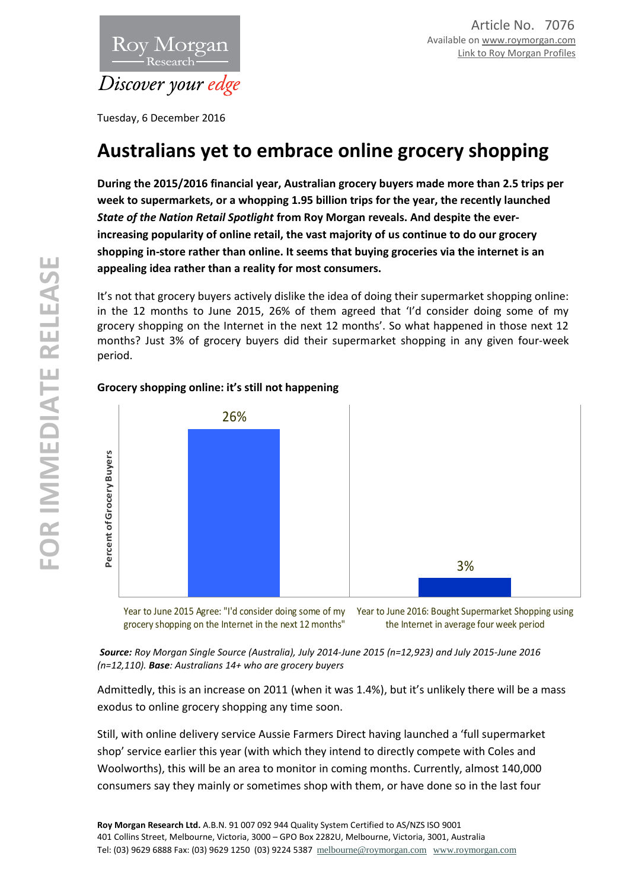Article No. 7076
Available on www.roymorgan.com
Link to Roy Morgan Profiles

Tuesday, 6 December 2016

# Australians yet to embrace online grocery shopping

**During the 2015/2016 financial year, Australian grocery buyers made more than 2.5 trips per week to supermarkets, or a whopping 1.95 billion trips for the year, the recently launched *State of the Nation Retail Spotlight* from Roy Morgan reveals. And despite the ever-increasing popularity of online retail, the vast majority of us continue to do our grocery shopping in-store rather than online. It seems that buying groceries via the internet is an appealing idea rather than a reality for most consumers.**

It's not that grocery buyers actively dislike the idea of doing their supermarket shopping online: in the 12 months to June 2015, 26% of them agreed that 'I'd consider doing some of my grocery shopping on the Internet in the next 12 months'. So what happened in those next 12 months? Just 3% of grocery buyers did their supermarket shopping in any given four-week period.

**Grocery shopping online: it's still not happening**

| | Percent of Grocery Buyers |
|---|---|
| Year to June 2015 Agree: "I'd consider doing some of my grocery shopping on the Internet in the next 12 months" | 26% |
| Year to June 2016: Bought Supermarket Shopping using the Internet in average four week period | 3% |

***Source:*** *Roy Morgan Single Source (Australia), July 2014-June 2015 (n=12,923) and July 2015-June 2016 (n=12,110).* ***Base****: Australians 14+ who are grocery buyers*

Admittedly, this is an increase on 2011 (when it was 1.4%), but it's unlikely there will be a mass exodus to online grocery shopping any time soon.

Still, with online delivery service Aussie Farmers Direct having launched a 'full supermarket shop' service earlier this year (with which they intend to directly compete with Coles and Woolworths), this will be an area to monitor in coming months. Currently, almost 140,000 consumers say they mainly or sometimes shop with them, or have done so in the last four

**Roy Morgan Research Ltd.** A.B.N. 91 007 092 944 Quality System Certified to AS/NZS ISO 9001
401 Collins Street, Melbourne, Victoria, 3000 – GPO Box 2282U, Melbourne, Victoria, 3001, Australia
Tel: (03) 9629 6888 Fax: (03) 9629 1250 (03) 9224 5387 melbourne@roymorgan.com www.roymorgan.com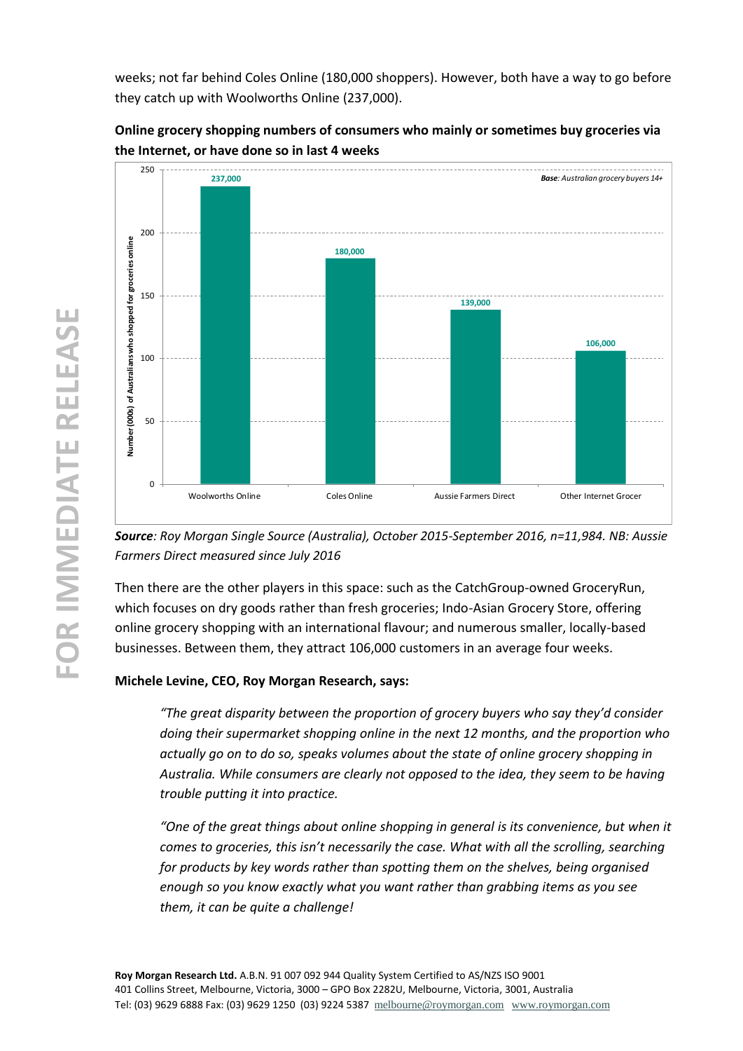weeks; not far behind Coles Online (180,000 shoppers). However, both have a way to go before they catch up with Woolworths Online (237,000).

**Online grocery shopping numbers of consumers who mainly or sometimes buy groceries via the Internet, or have done so in last 4 weeks**

*Base: Australian grocery buyers 14+*

| | Number (000s) of Australians who shopped for groceries online |
|---|---|
| Woolworths Online | 237,000 |
| Coles Online | 180,000 |
| Aussie Farmers Direct | 139,000 |
| Other Internet Grocer | 106,000 |

***Source**: Roy Morgan Single Source (Australia), October 2015-September 2016, n=11,984. NB: Aussie Farmers Direct measured since July 2016*

Then there are the other players in this space: such as the CatchGroup-owned GroceryRun, which focuses on dry goods rather than fresh groceries; Indo-Asian Grocery Store, offering online grocery shopping with an international flavour; and numerous smaller, locally-based businesses. Between them, they attract 106,000 customers in an average four weeks.

**Michele Levine, CEO, Roy Morgan Research, says:**

> *"The great disparity between the proportion of grocery buyers who say they'd consider doing their supermarket shopping online in the next 12 months, and the proportion who actually go on to do so, speaks volumes about the state of online grocery shopping in Australia. While consumers are clearly not opposed to the idea, they seem to be having trouble putting it into practice.*
>
> *"One of the great things about online shopping in general is its convenience, but when it comes to groceries, this isn't necessarily the case. What with all the scrolling, searching for products by key words rather than spotting them on the shelves, being organised enough so you know exactly what you want rather than grabbing items as you see them, it can be quite a challenge!*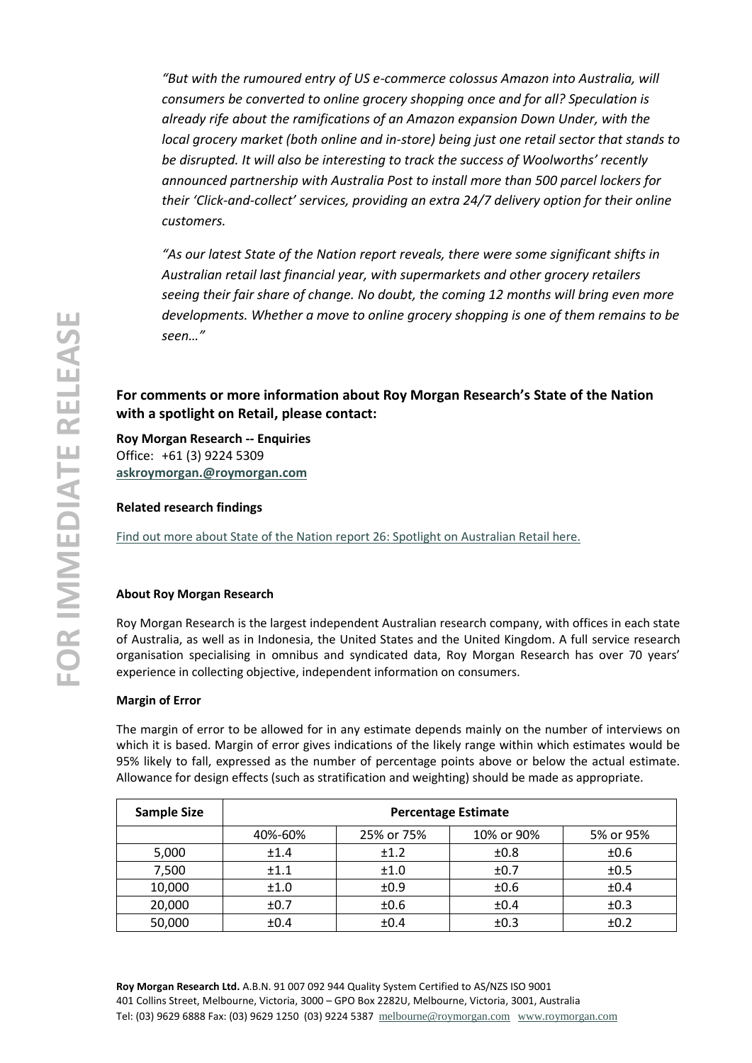*"But with the rumoured entry of US e-commerce colossus Amazon into Australia, will consumers be converted to online grocery shopping once and for all? Speculation is already rife about the ramifications of an Amazon expansion Down Under, with the local grocery market (both online and in-store) being just one retail sector that stands to be disrupted. It will also be interesting to track the success of Woolworths' recently announced partnership with Australia Post to install more than 500 parcel lockers for their 'Click-and-collect' services, providing an extra 24/7 delivery option for their online customers.*

*"As our latest State of the Nation report reveals, there were some significant shifts in Australian retail last financial year, with supermarkets and other grocery retailers seeing their fair share of change. No doubt, the coming 12 months will bring even more developments. Whether a move to online grocery shopping is one of them remains to be seen…"*

**For comments or more information about Roy Morgan Research's State of the Nation with a spotlight on Retail, please contact:**

**Roy Morgan Research -- Enquiries**
Office: +61 (3) 9224 5309
**askroymorgan.@roymorgan.com**

**Related research findings**

Find out more about State of the Nation report 26: Spotlight on Australian Retail here.

**About Roy Morgan Research**

Roy Morgan Research is the largest independent Australian research company, with offices in each state of Australia, as well as in Indonesia, the United States and the United Kingdom. A full service research organisation specialising in omnibus and syndicated data, Roy Morgan Research has over 70 years' experience in collecting objective, independent information on consumers.

**Margin of Error**

The margin of error to be allowed for in any estimate depends mainly on the number of interviews on which it is based. Margin of error gives indications of the likely range within which estimates would be 95% likely to fall, expressed as the number of percentage points above or below the actual estimate. Allowance for design effects (such as stratification and weighting) should be made as appropriate.

| Sample Size | Percentage Estimate | | | |
|---|---|---|---|---|
| | 40%-60% | 25% or 75% | 10% or 90% | 5% or 95% |
| 5,000 | ±1.4 | ±1.2 | ±0.8 | ±0.6 |
| 7,500 | ±1.1 | ±1.0 | ±0.7 | ±0.5 |
| 10,000 | ±1.0 | ±0.9 | ±0.6 | ±0.4 |
| 20,000 | ±0.7 | ±0.6 | ±0.4 | ±0.3 |
| 50,000 | ±0.4 | ±0.4 | ±0.3 | ±0.2 |

**Roy Morgan Research Ltd.** A.B.N. 91 007 092 944 Quality System Certified to AS/NZS ISO 9001
401 Collins Street, Melbourne, Victoria, 3000 – GPO Box 2282U, Melbourne, Victoria, 3001, Australia
Tel: (03) 9629 6888 Fax: (03) 9629 1250 (03) 9224 5387 melbourne@roymorgan.com www.roymorgan.com